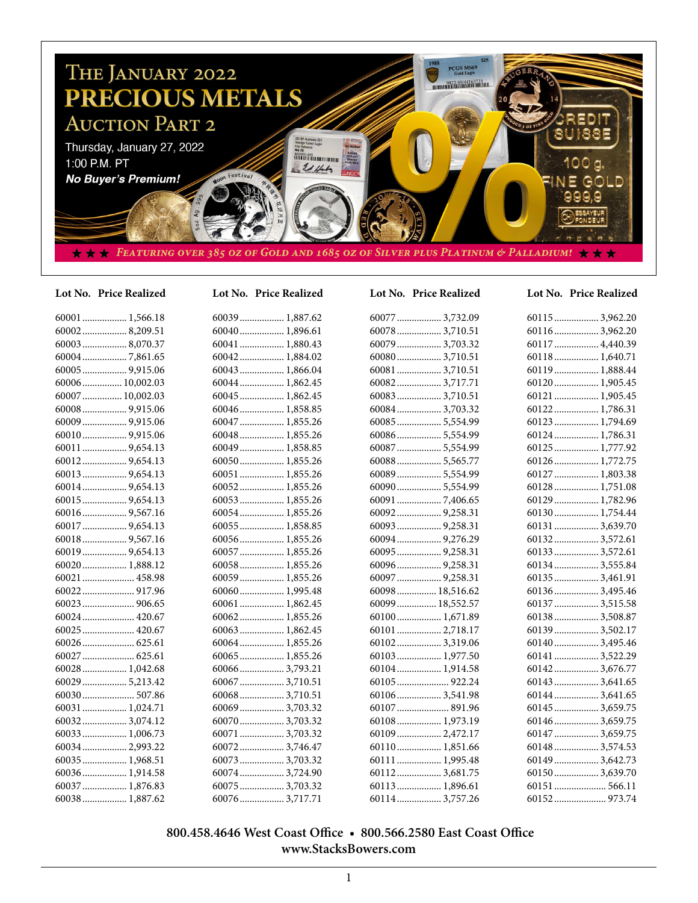# The January 2022 Precious Metals Auction Part 2

Thursday, January 27, 2022
1:00 P.M. PT
***No Buyer's Premium!***

★★★ *Featuring over 385 oz of Gold and 1685 oz of Silver plus Platinum & Palladium!* ★★★

| Lot No. | Price Realized |
|---|---|
| 60001 | 1,566.18 |
| 60002 | 8,209.51 |
| 60003 | 8,070.37 |
| 60004 | 7,861.65 |
| 60005 | 9,915.06 |
| 60006 | 10,002.03 |
| 60007 | 10,002.03 |
| 60008 | 9,915.06 |
| 60009 | 9,915.06 |
| 60010 | 9,915.06 |
| 60011 | 9,654.13 |
| 60012 | 9,654.13 |
| 60013 | 9,654.13 |
| 60014 | 9,654.13 |
| 60015 | 9,654.13 |
| 60016 | 9,567.16 |
| 60017 | 9,654.13 |
| 60018 | 9,567.16 |
| 60019 | 9,654.13 |
| 60020 | 1,888.12 |
| 60021 | 458.98 |
| 60022 | 917.96 |
| 60023 | 906.65 |
| 60024 | 420.67 |
| 60025 | 420.67 |
| 60026 | 625.61 |
| 60027 | 625.61 |
| 60028 | 1,042.68 |
| 60029 | 5,213.42 |
| 60030 | 507.86 |
| 60031 | 1,024.71 |
| 60032 | 3,074.12 |
| 60033 | 1,006.73 |
| 60034 | 2,993.22 |
| 60035 | 1,968.51 |
| 60036 | 1,914.58 |
| 60037 | 1,876.83 |
| 60038 | 1,887.62 |
| 60039 | 1,887.62 |
| 60040 | 1,896.61 |
| 60041 | 1,880.43 |
| 60042 | 1,884.02 |
| 60043 | 1,866.04 |
| 60044 | 1,862.45 |
| 60045 | 1,862.45 |
| 60046 | 1,858.85 |
| 60047 | 1,855.26 |
| 60048 | 1,855.26 |
| 60049 | 1,858.85 |
| 60050 | 1,855.26 |
| 60051 | 1,855.26 |
| 60052 | 1,855.26 |
| 60053 | 1,855.26 |
| 60054 | 1,855.26 |
| 60055 | 1,858.85 |
| 60056 | 1,855.26 |
| 60057 | 1,855.26 |
| 60058 | 1,855.26 |
| 60059 | 1,855.26 |
| 60060 | 1,995.48 |
| 60061 | 1,862.45 |
| 60062 | 1,855.26 |
| 60063 | 1,862.45 |
| 60064 | 1,855.26 |
| 60065 | 1,855.26 |
| 60066 | 3,793.21 |
| 60067 | 3,710.51 |
| 60068 | 3,710.51 |
| 60069 | 3,703.32 |
| 60070 | 3,703.32 |
| 60071 | 3,703.32 |
| 60072 | 3,746.47 |
| 60073 | 3,703.32 |
| 60074 | 3,724.90 |
| 60075 | 3,703.32 |
| 60076 | 3,717.71 |
| 60077 | 3,732.09 |
| 60078 | 3,710.51 |
| 60079 | 3,703.32 |
| 60080 | 3,710.51 |
| 60081 | 3,710.51 |
| 60082 | 3,717.71 |
| 60083 | 3,710.51 |
| 60084 | 3,703.32 |
| 60085 | 5,554.99 |
| 60086 | 5,554.99 |
| 60087 | 5,554.99 |
| 60088 | 5,565.77 |
| 60089 | 5,554.99 |
| 60090 | 5,554.99 |
| 60091 | 7,406.65 |
| 60092 | 9,258.31 |
| 60093 | 9,258.31 |
| 60094 | 9,276.29 |
| 60095 | 9,258.31 |
| 60096 | 9,258.31 |
| 60097 | 9,258.31 |
| 60098 | 18,516.62 |
| 60099 | 18,552.57 |
| 60100 | 1,671.89 |
| 60101 | 2,718.17 |
| 60102 | 3,319.06 |
| 60103 | 1,977.50 |
| 60104 | 1,914.58 |
| 60105 | 922.24 |
| 60106 | 3,541.98 |
| 60107 | 891.96 |
| 60108 | 1,973.19 |
| 60109 | 2,472.17 |
| 60110 | 1,851.66 |
| 60111 | 1,995.48 |
| 60112 | 3,681.75 |
| 60113 | 1,896.61 |
| 60114 | 3,757.26 |
| 60115 | 3,962.20 |
| 60116 | 3,962.20 |
| 60117 | 4,440.39 |
| 60118 | 1,640.71 |
| 60119 | 1,888.44 |
| 60120 | 1,905.45 |
| 60121 | 1,905.45 |
| 60122 | 1,786.31 |
| 60123 | 1,794.69 |
| 60124 | 1,786.31 |
| 60125 | 1,777.92 |
| 60126 | 1,772.75 |
| 60127 | 1,803.38 |
| 60128 | 1,751.08 |
| 60129 | 1,782.96 |
| 60130 | 1,754.44 |
| 60131 | 3,639.70 |
| 60132 | 3,572.61 |
| 60133 | 3,572.61 |
| 60134 | 3,555.84 |
| 60135 | 3,461.91 |
| 60136 | 3,495.46 |
| 60137 | 3,515.58 |
| 60138 | 3,508.87 |
| 60139 | 3,502.17 |
| 60140 | 3,495.46 |
| 60141 | 3,522.29 |
| 60142 | 3,676.77 |
| 60143 | 3,641.65 |
| 60144 | 3,641.65 |
| 60145 | 3,659.75 |
| 60146 | 3,659.75 |
| 60147 | 3,659.75 |
| 60148 | 3,574.53 |
| 60149 | 3,642.73 |
| 60150 | 3,639.70 |
| 60151 | 566.11 |
| 60152 | 973.74 |

**800.458.4646 West Coast Office • 800.566.2580 East Coast Office**
**www.StacksBowers.com**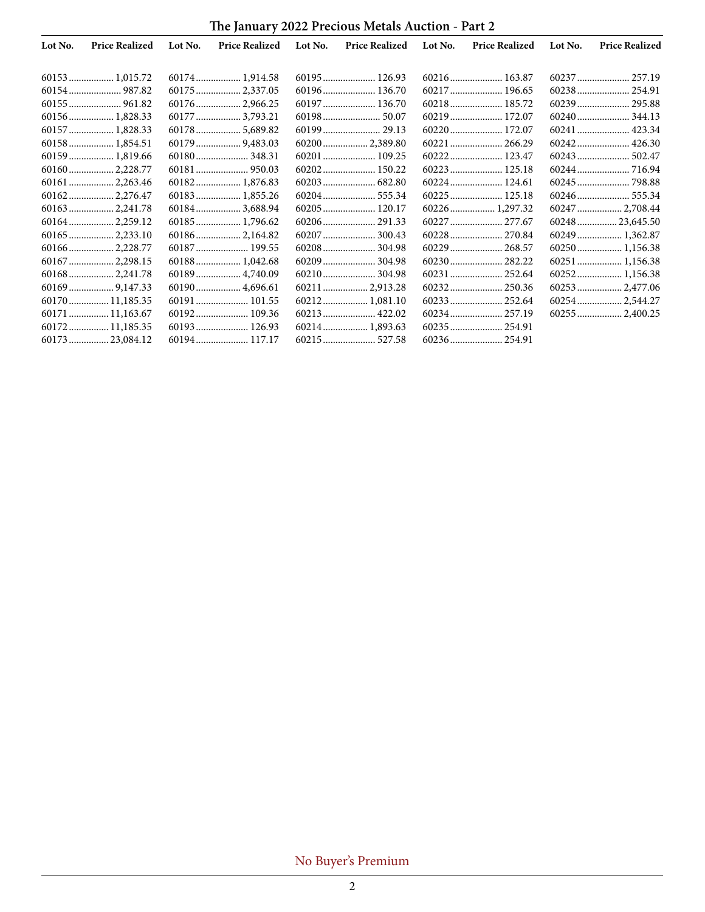# The January 2022 Precious Metals Auction - Part 2

| Lot No. | Price Realized | Lot No. | Price Realized | Lot No. | Price Realized | Lot No. | Price Realized | Lot No. | Price Realized |
|---|---|---|---|---|---|---|---|---|---|
| 60153 | 1,015.72 | 60174 | 1,914.58 | 60195 | 126.93 | 60216 | 163.87 | 60237 | 257.19 |
| 60154 | 987.82 | 60175 | 2,337.05 | 60196 | 136.70 | 60217 | 196.65 | 60238 | 254.91 |
| 60155 | 961.82 | 60176 | 2,966.25 | 60197 | 136.70 | 60218 | 185.72 | 60239 | 295.88 |
| 60156 | 1,828.33 | 60177 | 3,793.21 | 60198 | 50.07 | 60219 | 172.07 | 60240 | 344.13 |
| 60157 | 1,828.33 | 60178 | 5,689.82 | 60199 | 29.13 | 60220 | 172.07 | 60241 | 423.34 |
| 60158 | 1,854.51 | 60179 | 9,483.03 | 60200 | 2,389.80 | 60221 | 266.29 | 60242 | 426.30 |
| 60159 | 1,819.66 | 60180 | 348.31 | 60201 | 109.25 | 60222 | 123.47 | 60243 | 502.47 |
| 60160 | 2,228.77 | 60181 | 950.03 | 60202 | 150.22 | 60223 | 125.18 | 60244 | 716.94 |
| 60161 | 2,263.46 | 60182 | 1,876.83 | 60203 | 682.80 | 60224 | 124.61 | 60245 | 798.88 |
| 60162 | 2,276.47 | 60183 | 1,855.26 | 60204 | 555.34 | 60225 | 125.18 | 60246 | 555.34 |
| 60163 | 2,241.78 | 60184 | 3,688.94 | 60205 | 120.17 | 60226 | 1,297.32 | 60247 | 2,708.44 |
| 60164 | 2,259.12 | 60185 | 1,796.62 | 60206 | 291.33 | 60227 | 277.67 | 60248 | 23,645.50 |
| 60165 | 2,233.10 | 60186 | 2,164.82 | 60207 | 300.43 | 60228 | 270.84 | 60249 | 1,362.87 |
| 60166 | 2,228.77 | 60187 | 199.55 | 60208 | 304.98 | 60229 | 268.57 | 60250 | 1,156.38 |
| 60167 | 2,298.15 | 60188 | 1,042.68 | 60209 | 304.98 | 60230 | 282.22 | 60251 | 1,156.38 |
| 60168 | 2,241.78 | 60189 | 4,740.09 | 60210 | 304.98 | 60231 | 252.64 | 60252 | 1,156.38 |
| 60169 | 9,147.33 | 60190 | 4,696.61 | 60211 | 2,913.28 | 60232 | 250.36 | 60253 | 2,477.06 |
| 60170 | 11,185.35 | 60191 | 101.55 | 60212 | 1,081.10 | 60233 | 252.64 | 60254 | 2,544.27 |
| 60171 | 11,163.67 | 60192 | 109.36 | 60213 | 422.02 | 60234 | 257.19 | 60255 | 2,400.25 |
| 60172 | 11,185.35 | 60193 | 126.93 | 60214 | 1,893.63 | 60235 | 254.91 | | |
| 60173 | 23,084.12 | 60194 | 117.17 | 60215 | 527.58 | 60236 | 254.91 | | |

No Buyer's Premium